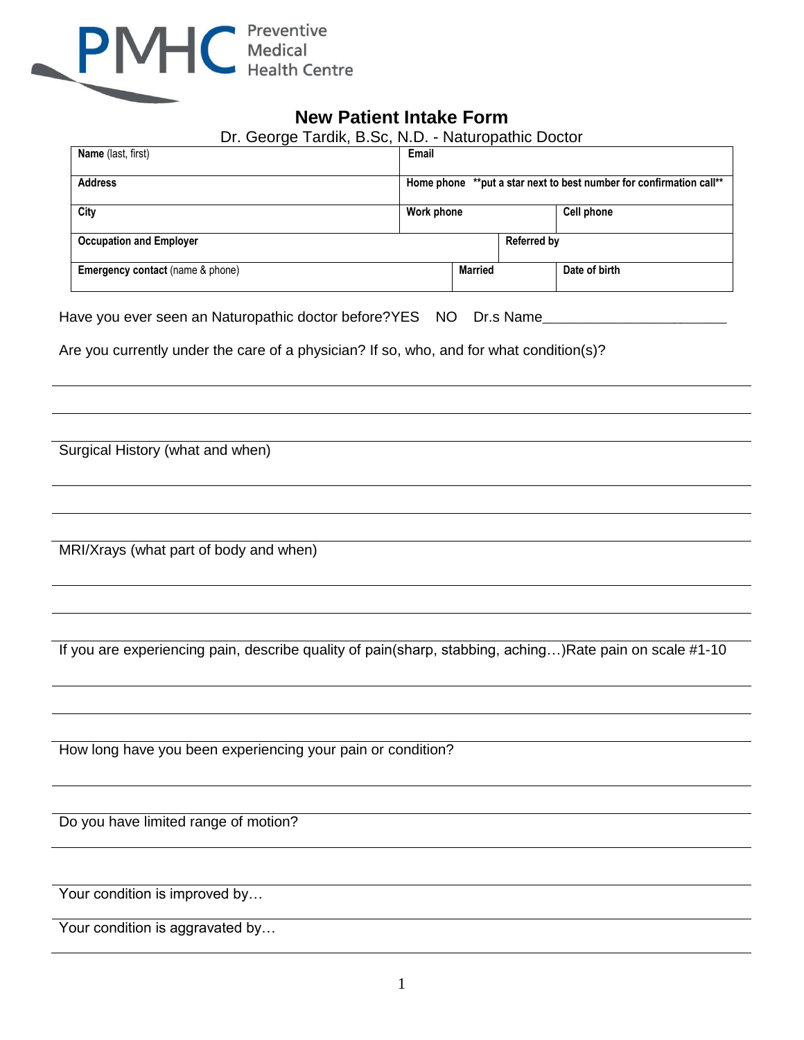PMHC Preventive Medical Health Centre

# New Patient Intake Form

Dr. George Tardik, B.Sc, N.D. - Naturopathic Doctor

| **Name** (last, first) | | **Email** | |
|---|---|---|---|
| **Address** | | **Home phone** **put a star next to best number for confirmation call** | |
| **City** | | **Work phone** | **Cell phone** |
| **Occupation and Employer** | | **Referred by** | |
| **Emergency contact** (name & phone) | **Married** | | **Date of birth** |

Have you ever seen an Naturopathic doctor before? YES NO Dr.s Name________________________

Are you currently under the care of a physician? If so, who, and for what condition(s)?

Surgical History (what and when)

MRI/Xrays (what part of body and when)

If you are experiencing pain, describe quality of pain(sharp, stabbing, aching…)Rate pain on scale #1-10

How long have you been experiencing your pain or condition?

Do you have limited range of motion?

Your condition is improved by…

Your condition is aggravated by…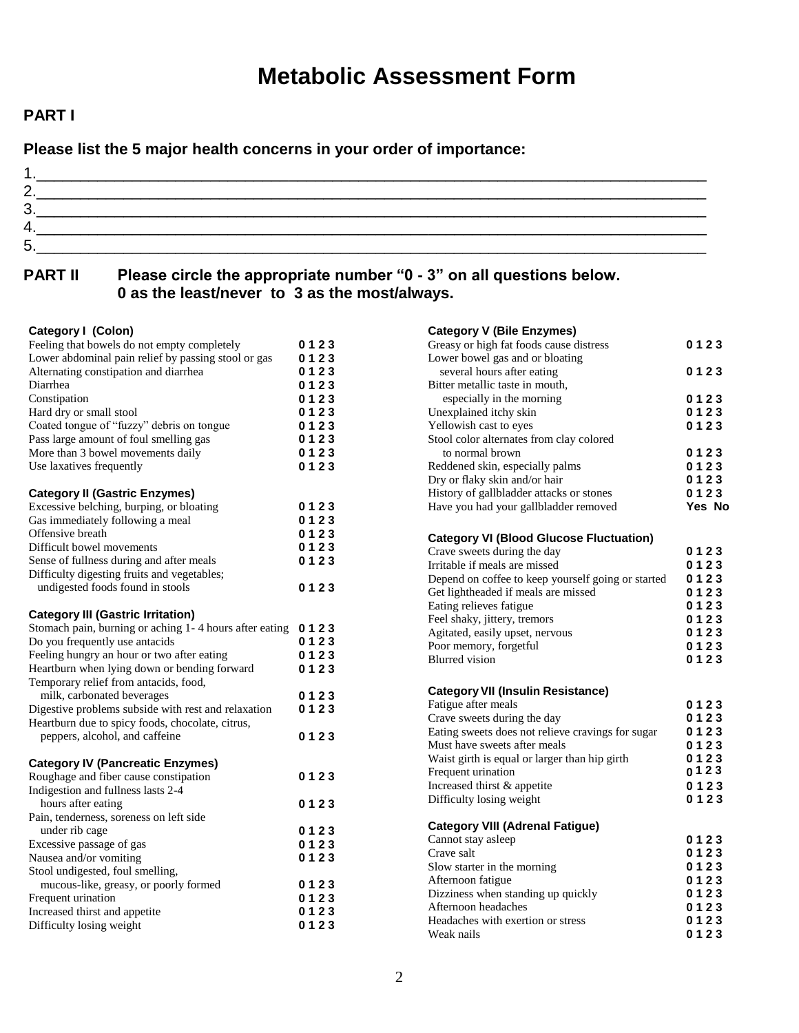# Metabolic Assessment Form

## PART I

**Please list the 5 major health concerns in your order of importance:**

1.\_\_\_\_\_\_\_\_\_\_\_\_\_\_\_\_\_\_\_\_\_\_\_\_\_\_\_\_\_\_\_\_\_\_\_\_\_\_\_\_\_\_\_\_\_\_\_\_\_\_\_\_\_\_\_\_\_\_\_\_\_\_\_\_\_\_\_\_\_\_\_\_
2.\_\_\_\_\_\_\_\_\_\_\_\_\_\_\_\_\_\_\_\_\_\_\_\_\_\_\_\_\_\_\_\_\_\_\_\_\_\_\_\_\_\_\_\_\_\_\_\_\_\_\_\_\_\_\_\_\_\_\_\_\_\_\_\_\_\_\_\_\_\_\_\_
3.\_\_\_\_\_\_\_\_\_\_\_\_\_\_\_\_\_\_\_\_\_\_\_\_\_\_\_\_\_\_\_\_\_\_\_\_\_\_\_\_\_\_\_\_\_\_\_\_\_\_\_\_\_\_\_\_\_\_\_\_\_\_\_\_\_\_\_\_\_\_\_\_
4.\_\_\_\_\_\_\_\_\_\_\_\_\_\_\_\_\_\_\_\_\_\_\_\_\_\_\_\_\_\_\_\_\_\_\_\_\_\_\_\_\_\_\_\_\_\_\_\_\_\_\_\_\_\_\_\_\_\_\_\_\_\_\_\_\_\_\_\_\_\_\_\_
5.\_\_\_\_\_\_\_\_\_\_\_\_\_\_\_\_\_\_\_\_\_\_\_\_\_\_\_\_\_\_\_\_\_\_\_\_\_\_\_\_\_\_\_\_\_\_\_\_\_\_\_\_\_\_\_\_\_\_\_\_\_\_\_\_\_\_\_\_\_\_\_\_

## PART II Please circle the appropriate number "0 - 3" on all questions below. 0 as the least/never to 3 as the most/always.

**Category I (Colon)**

| | |
|---|---|
| Feeling that bowels do not empty completely | 0 1 2 3 |
| Lower abdominal pain relief by passing stool or gas | 0 1 2 3 |
| Alternating constipation and diarrhea | 0 1 2 3 |
| Diarrhea | 0 1 2 3 |
| Constipation | 0 1 2 3 |
| Hard dry or small stool | 0 1 2 3 |
| Coated tongue of "fuzzy" debris on tongue | 0 1 2 3 |
| Pass large amount of foul smelling gas | 0 1 2 3 |
| More than 3 bowel movements daily | 0 1 2 3 |
| Use laxatives frequently | 0 1 2 3 |

**Category II (Gastric Enzymes)**

| | |
|---|---|
| Excessive belching, burping, or bloating | 0 1 2 3 |
| Gas immediately following a meal | 0 1 2 3 |
| Offensive breath | 0 1 2 3 |
| Difficult bowel movements | 0 1 2 3 |
| Sense of fullness during and after meals | 0 1 2 3 |
| Difficulty digesting fruits and vegetables; undigested foods found in stools | 0 1 2 3 |

**Category III (Gastric Irritation)**

| | |
|---|---|
| Stomach pain, burning or aching 1- 4 hours after eating | 0 1 2 3 |
| Do you frequently use antacids | 0 1 2 3 |
| Feeling hungry an hour or two after eating | 0 1 2 3 |
| Heartburn when lying down or bending forward | 0 1 2 3 |
| Temporary relief from antacids, food, milk, carbonated beverages | 0 1 2 3 |
| Digestive problems subside with rest and relaxation | 0 1 2 3 |
| Heartburn due to spicy foods, chocolate, citrus, peppers, alcohol, and caffeine | 0 1 2 3 |

**Category IV (Pancreatic Enzymes)**

| | |
|---|---|
| Roughage and fiber cause constipation | 0 1 2 3 |
| Indigestion and fullness lasts 2-4 hours after eating | 0 1 2 3 |
| Pain, tenderness, soreness on left side under rib cage | 0 1 2 3 |
| Excessive passage of gas | 0 1 2 3 |
| Nausea and/or vomiting | 0 1 2 3 |
| Stool undigested, foul smelling, mucous-like, greasy, or poorly formed | 0 1 2 3 |
| Frequent urination | 0 1 2 3 |
| Increased thirst and appetite | 0 1 2 3 |
| Difficulty losing weight | 0 1 2 3 |

**Category V (Bile Enzymes)**

| | |
|---|---|
| Greasy or high fat foods cause distress | 0 1 2 3 |
| Lower bowel gas and or bloating several hours after eating | 0 1 2 3 |
| Bitter metallic taste in mouth, especially in the morning | 0 1 2 3 |
| Unexplained itchy skin | 0 1 2 3 |
| Yellowish cast to eyes | 0 1 2 3 |
| Stool color alternates from clay colored to normal brown | 0 1 2 3 |
| Reddened skin, especially palms | 0 1 2 3 |
| Dry or flaky skin and/or hair | 0 1 2 3 |
| History of gallbladder attacks or stones | 0 1 2 3 |
| Have you had your gallbladder removed | Yes No |

**Category VI (Blood Glucose Fluctuation)**

| | |
|---|---|
| Crave sweets during the day | 0 1 2 3 |
| Irritable if meals are missed | 0 1 2 3 |
| Depend on coffee to keep yourself going or started | 0 1 2 3 |
| Get lightheaded if meals are missed | 0 1 2 3 |
| Eating relieves fatigue | 0 1 2 3 |
| Feel shaky, jittery, tremors | 0 1 2 3 |
| Agitated, easily upset, nervous | 0 1 2 3 |
| Poor memory, forgetful | 0 1 2 3 |
| Blurred vision | 0 1 2 3 |

**Category VII (Insulin Resistance)**

| | |
|---|---|
| Fatigue after meals | 0 1 2 3 |
| Crave sweets during the day | 0 1 2 3 |
| Eating sweets does not relieve cravings for sugar | 0 1 2 3 |
| Must have sweets after meals | 0 1 2 3 |
| Waist girth is equal or larger than hip girth | 0 1 2 3 |
| Frequent urination | 0 1 2 3 |
| Increased thirst & appetite | 0 1 2 3 |
| Difficulty losing weight | 0 1 2 3 |

**Category VIII (Adrenal Fatigue)**

| | |
|---|---|
| Cannot stay asleep | 0 1 2 3 |
| Crave salt | 0 1 2 3 |
| Slow starter in the morning | 0 1 2 3 |
| Afternoon fatigue | 0 1 2 3 |
| Dizziness when standing up quickly | 0 1 2 3 |
| Afternoon headaches | 0 1 2 3 |
| Headaches with exertion or stress | 0 1 2 3 |
| Weak nails | 0 1 2 3 |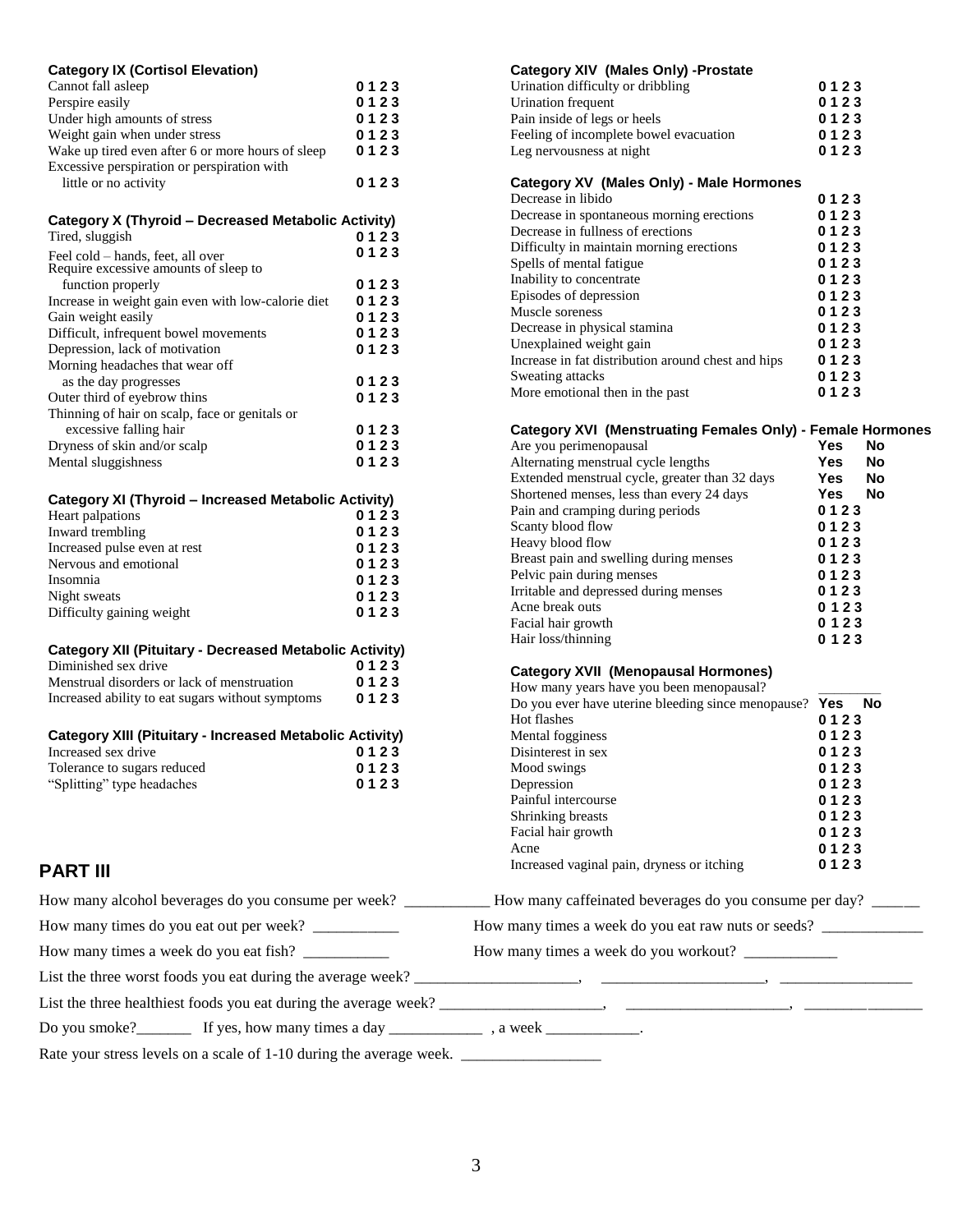**Category IX (Cortisol Elevation)**

| | |
|---|---|
| Cannot fall asleep | 0 1 2 3 |
| Perspire easily | 0 1 2 3 |
| Under high amounts of stress | 0 1 2 3 |
| Weight gain when under stress | 0 1 2 3 |
| Wake up tired even after 6 or more hours of sleep | 0 1 2 3 |
| Excessive perspiration or perspiration with little or no activity | 0 1 2 3 |

**Category X (Thyroid – Decreased Metabolic Activity)**

| | |
|---|---|
| Tired, sluggish | 0 1 2 3 |
| Feel cold – hands, feet, all over | 0 1 2 3 |
| Require excessive amounts of sleep to function properly | 0 1 2 3 |
| Increase in weight gain even with low-calorie diet | 0 1 2 3 |
| Gain weight easily | 0 1 2 3 |
| Difficult, infrequent bowel movements | 0 1 2 3 |
| Depression, lack of motivation | 0 1 2 3 |
| Morning headaches that wear off as the day progresses | 0 1 2 3 |
| Outer third of eyebrow thins | 0 1 2 3 |
| Thinning of hair on scalp, face or genitals or excessive falling hair | 0 1 2 3 |
| Dryness of skin and/or scalp | 0 1 2 3 |
| Mental sluggishness | 0 1 2 3 |

**Category XI (Thyroid – Increased Metabolic Activity)**

| | |
|---|---|
| Heart palpations | 0 1 2 3 |
| Inward trembling | 0 1 2 3 |
| Increased pulse even at rest | 0 1 2 3 |
| Nervous and emotional | 0 1 2 3 |
| Insomnia | 0 1 2 3 |
| Night sweats | 0 1 2 3 |
| Difficulty gaining weight | 0 1 2 3 |

**Category XII (Pituitary - Decreased Metabolic Activity)**

| | |
|---|---|
| Diminished sex drive | 0 1 2 3 |
| Menstrual disorders or lack of menstruation | 0 1 2 3 |
| Increased ability to eat sugars without symptoms | 0 1 2 3 |

**Category XIII (Pituitary - Increased Metabolic Activity)**

| | |
|---|---|
| Increased sex drive | 0 1 2 3 |
| Tolerance to sugars reduced | 0 1 2 3 |
| "Splitting" type headaches | 0 1 2 3 |

**Category XIV (Males Only) -Prostate**

| | |
|---|---|
| Urination difficulty or dribbling | 0 1 2 3 |
| Urination frequent | 0 1 2 3 |
| Pain inside of legs or heels | 0 1 2 3 |
| Feeling of incomplete bowel evacuation | 0 1 2 3 |
| Leg nervousness at night | 0 1 2 3 |

**Category XV (Males Only) - Male Hormones**

| | |
|---|---|
| Decrease in libido | 0 1 2 3 |
| Decrease in spontaneous morning erections | 0 1 2 3 |
| Decrease in fullness of erections | 0 1 2 3 |
| Difficulty in maintain morning erections | 0 1 2 3 |
| Spells of mental fatigue | 0 1 2 3 |
| Inability to concentrate | 0 1 2 3 |
| Episodes of depression | 0 1 2 3 |
| Muscle soreness | 0 1 2 3 |
| Decrease in physical stamina | 0 1 2 3 |
| Unexplained weight gain | 0 1 2 3 |
| Increase in fat distribution around chest and hips | 0 1 2 3 |
| Sweating attacks | 0 1 2 3 |
| More emotional then in the past | 0 1 2 3 |

**Category XVI (Menstruating Females Only) - Female Hormones**

| | |
|---|---|
| Are you perimenopausal | Yes No |
| Alternating menstrual cycle lengths | Yes No |
| Extended menstrual cycle, greater than 32 days | Yes No |
| Shortened menses, less than every 24 days | Yes No |
| Pain and cramping during periods | 0 1 2 3 |
| Scanty blood flow | 0 1 2 3 |
| Heavy blood flow | 0 1 2 3 |
| Breast pain and swelling during menses | 0 1 2 3 |
| Pelvic pain during menses | 0 1 2 3 |
| Irritable and depressed during menses | 0 1 2 3 |
| Acne break outs | 0 1 2 3 |
| Facial hair growth | 0 1 2 3 |
| Hair loss/thinning | 0 1 2 3 |

**Category XVII (Menopausal Hormones)**

| | |
|---|---|
| How many years have you been menopausal? | ________ |
| Do you ever have uterine bleeding since menopause? | Yes No |
| Hot flashes | 0 1 2 3 |
| Mental fogginess | 0 1 2 3 |
| Disinterest in sex | 0 1 2 3 |
| Mood swings | 0 1 2 3 |
| Depression | 0 1 2 3 |
| Painful intercourse | 0 1 2 3 |
| Shrinking breasts | 0 1 2 3 |
| Facial hair growth | 0 1 2 3 |
| Acne | 0 1 2 3 |
| Increased vaginal pain, dryness or itching | 0 1 2 3 |

## PART III

How many alcohol beverages do you consume per week? __________ How many caffeinated beverages do you consume per day? ______

How many times do you eat out per week? __________ How many times a week do you eat raw nuts or seeds? ____________

How many times a week do you eat fish? __________ How many times a week do you workout? ___________

List the three worst foods you eat during the average week? ____________________, ____________________, ________________

List the three healthiest foods you eat during the average week? ____________________, ____________________, ________________

Do you smoke?_______ If yes, how many times a day ___________ , a week ___________.

Rate your stress levels on a scale of 1-10 during the average week. ________________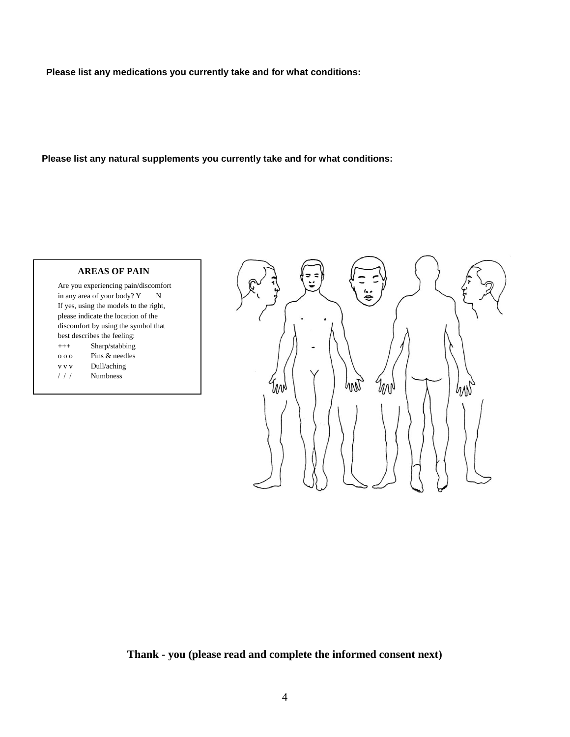**Please list any medications you currently take and for what conditions:**

**Please list any natural supplements you currently take and for what conditions:**

**AREAS OF PAIN**

Are you experiencing pain/discomfort in any area of your body? Y N

If yes, using the models to the right, please indicate the location of the discomfort by using the symbol that best describes the feeling:

| Symbol | Feeling |
| --- | --- |
| +++ | Sharp/stabbing |
| o o o | Pins & needles |
| v v v | Dull/aching |
| / / / | Numbness |

**Thank - you (please read and complete the informed consent next)**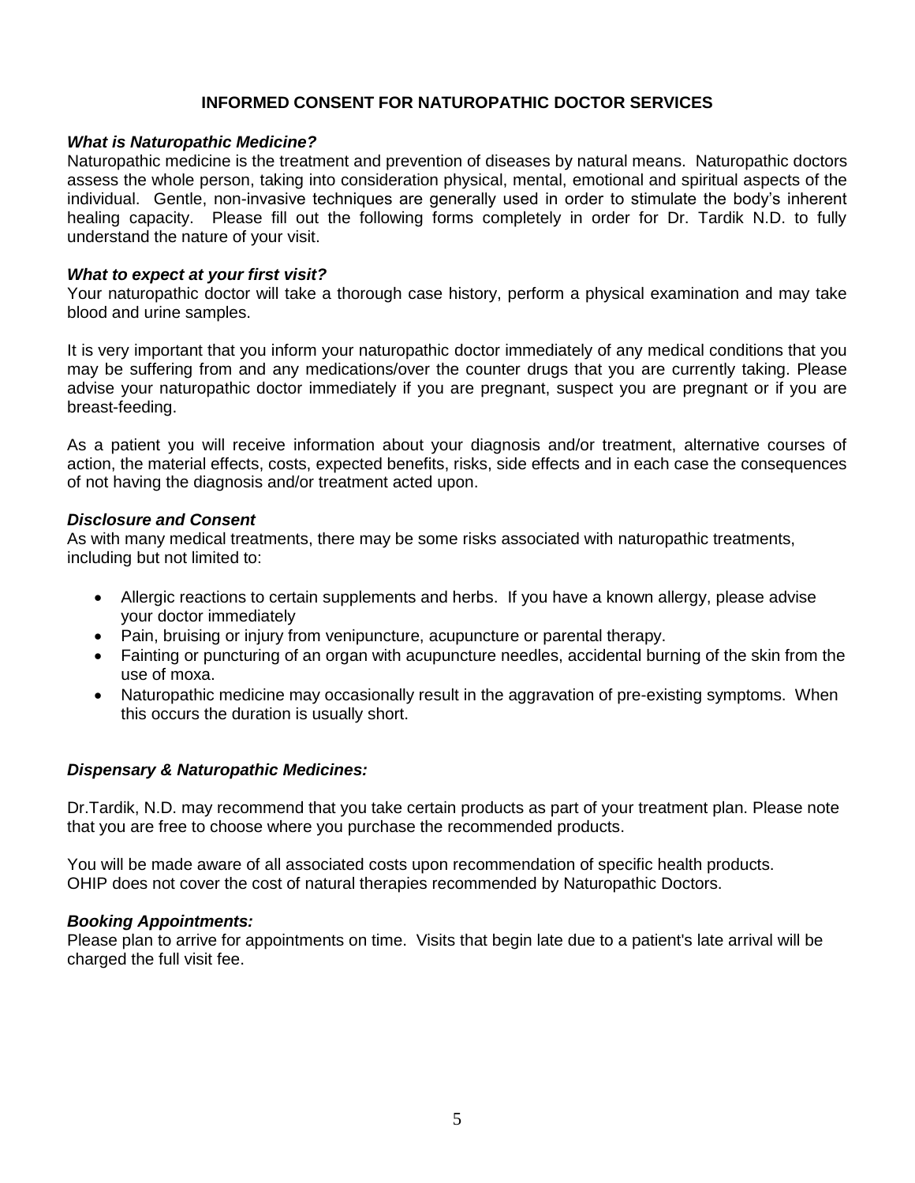## INFORMED CONSENT FOR NATUROPATHIC DOCTOR SERVICES

***What is Naturopathic Medicine?***

Naturopathic medicine is the treatment and prevention of diseases by natural means. Naturopathic doctors assess the whole person, taking into consideration physical, mental, emotional and spiritual aspects of the individual. Gentle, non-invasive techniques are generally used in order to stimulate the body's inherent healing capacity. Please fill out the following forms completely in order for Dr. Tardik N.D. to fully understand the nature of your visit.

***What to expect at your first visit?***

Your naturopathic doctor will take a thorough case history, perform a physical examination and may take blood and urine samples.

It is very important that you inform your naturopathic doctor immediately of any medical conditions that you may be suffering from and any medications/over the counter drugs that you are currently taking. Please advise your naturopathic doctor immediately if you are pregnant, suspect you are pregnant or if you are breast-feeding.

As a patient you will receive information about your diagnosis and/or treatment, alternative courses of action, the material effects, costs, expected benefits, risks, side effects and in each case the consequences of not having the diagnosis and/or treatment acted upon.

***Disclosure and Consent***

As with many medical treatments, there may be some risks associated with naturopathic treatments, including but not limited to:

- Allergic reactions to certain supplements and herbs. If you have a known allergy, please advise your doctor immediately
- Pain, bruising or injury from venipuncture, acupuncture or parental therapy.
- Fainting or puncturing of an organ with acupuncture needles, accidental burning of the skin from the use of moxa.
- Naturopathic medicine may occasionally result in the aggravation of pre-existing symptoms. When this occurs the duration is usually short.

***Dispensary & Naturopathic Medicines:***

Dr.Tardik, N.D. may recommend that you take certain products as part of your treatment plan. Please note that you are free to choose where you purchase the recommended products.

You will be made aware of all associated costs upon recommendation of specific health products. OHIP does not cover the cost of natural therapies recommended by Naturopathic Doctors.

***Booking Appointments:***

Please plan to arrive for appointments on time. Visits that begin late due to a patient's late arrival will be charged the full visit fee.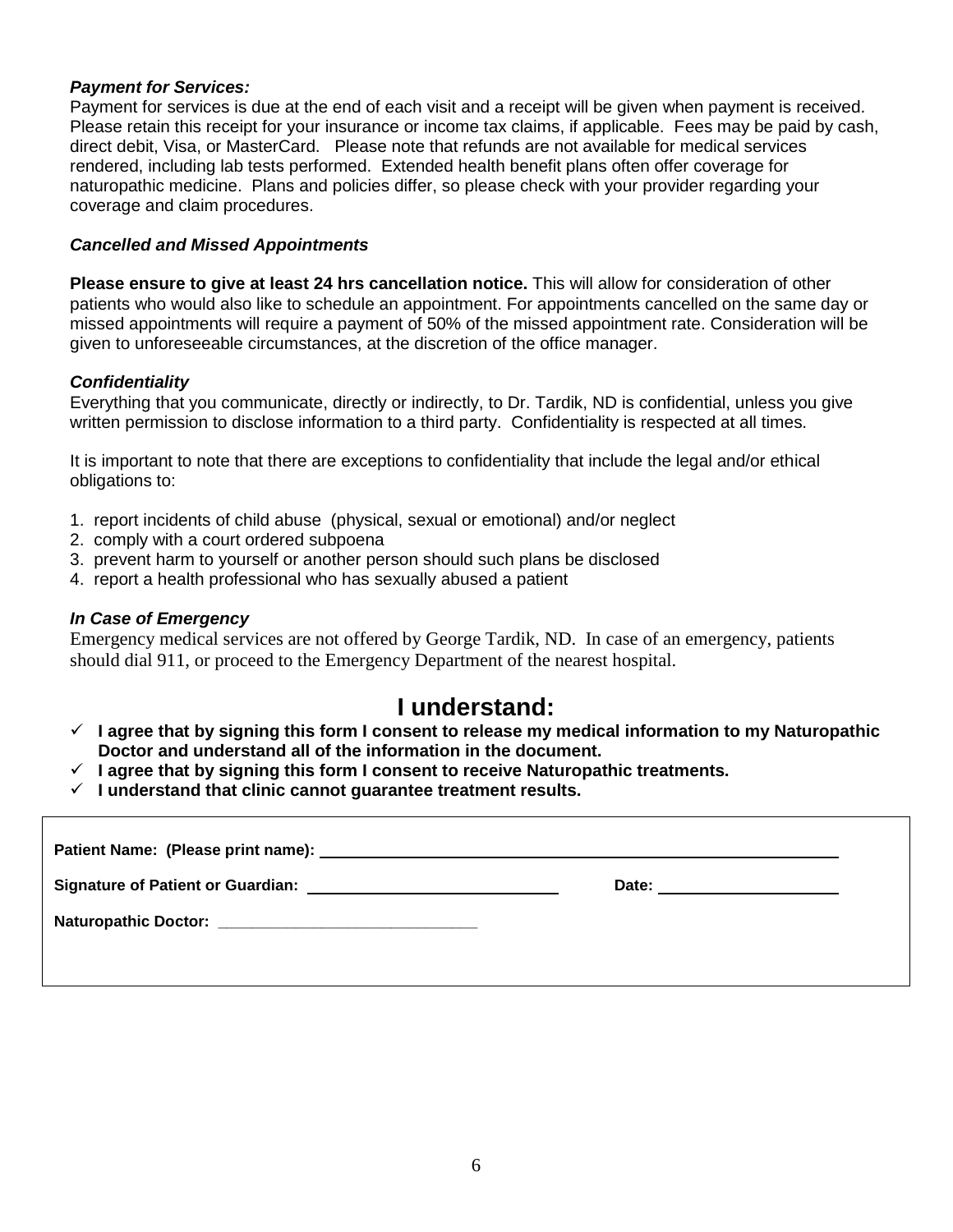***Payment for Services:***
Payment for services is due at the end of each visit and a receipt will be given when payment is received. Please retain this receipt for your insurance or income tax claims, if applicable. Fees may be paid by cash, direct debit, Visa, or MasterCard. Please note that refunds are not available for medical services rendered, including lab tests performed. Extended health benefit plans often offer coverage for naturopathic medicine. Plans and policies differ, so please check with your provider regarding your coverage and claim procedures.

***Cancelled and Missed Appointments***

**Please ensure to give at least 24 hrs cancellation notice.** This will allow for consideration of other patients who would also like to schedule an appointment. For appointments cancelled on the same day or missed appointments will require a payment of 50% of the missed appointment rate. Consideration will be given to unforeseeable circumstances, at the discretion of the office manager.

***Confidentiality***
Everything that you communicate, directly or indirectly, to Dr. Tardik, ND is confidential, unless you give written permission to disclose information to a third party. Confidentiality is respected at all times.

It is important to note that there are exceptions to confidentiality that include the legal and/or ethical obligations to:

1. report incidents of child abuse (physical, sexual or emotional) and/or neglect
2. comply with a court ordered subpoena
3. prevent harm to yourself or another person should such plans be disclosed
4. report a health professional who has sexually abused a patient

***In Case of Emergency***
Emergency medical services are not offered by George Tardik, ND. In case of an emergency, patients should dial 911, or proceed to the Emergency Department of the nearest hospital.

# I understand:

- ✓ **I agree that by signing this form I consent to release my medical information to my Naturopathic Doctor and understand all of the information in the document.**
- ✓ **I agree that by signing this form I consent to receive Naturopathic treatments.**
- ✓ **I understand that clinic cannot guarantee treatment results.**

**Patient Name: (Please print name):** ____________________________________________

**Signature of Patient or Guardian:** ____________________________ **Date:** ____________________

**Naturopathic Doctor:** ______________________________